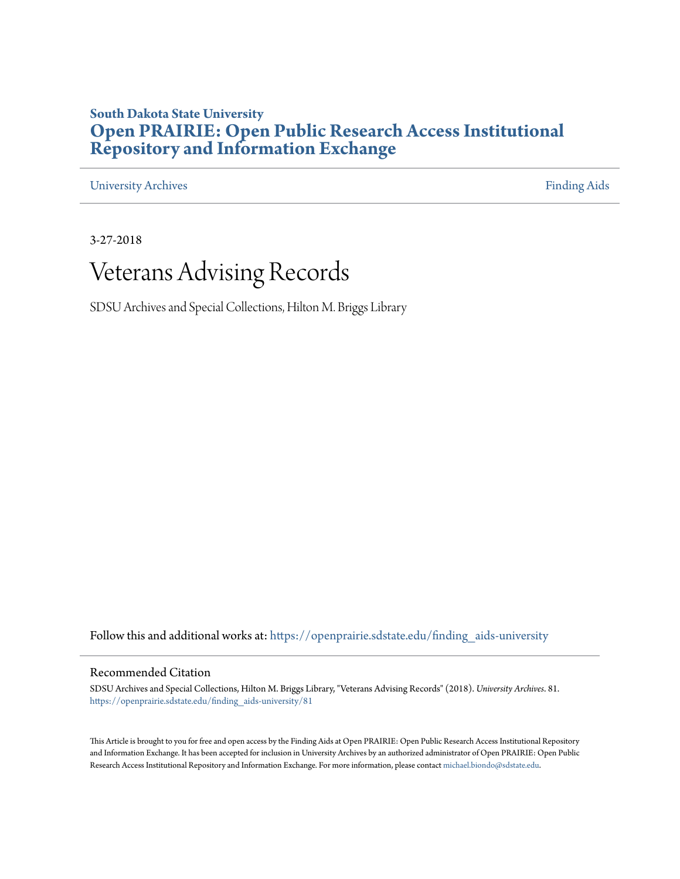South Dakota State University

# Open PRAIRIE: Open Public Research Access Institutional Repository and Information Exchange

University Archives | Finding Aids

3-27-2018

# Veterans Advising Records

SDSU Archives and Special Collections, Hilton M. Briggs Library

Follow this and additional works at: https://openprairie.sdstate.edu/finding_aids-university

## Recommended Citation

SDSU Archives and Special Collections, Hilton M. Briggs Library, "Veterans Advising Records" (2018). *University Archives*. 81.
https://openprairie.sdstate.edu/finding_aids-university/81

This Article is brought to you for free and open access by the Finding Aids at Open PRAIRIE: Open Public Research Access Institutional Repository and Information Exchange. It has been accepted for inclusion in University Archives by an authorized administrator of Open PRAIRIE: Open Public Research Access Institutional Repository and Information Exchange. For more information, please contact michael.biondo@sdstate.edu.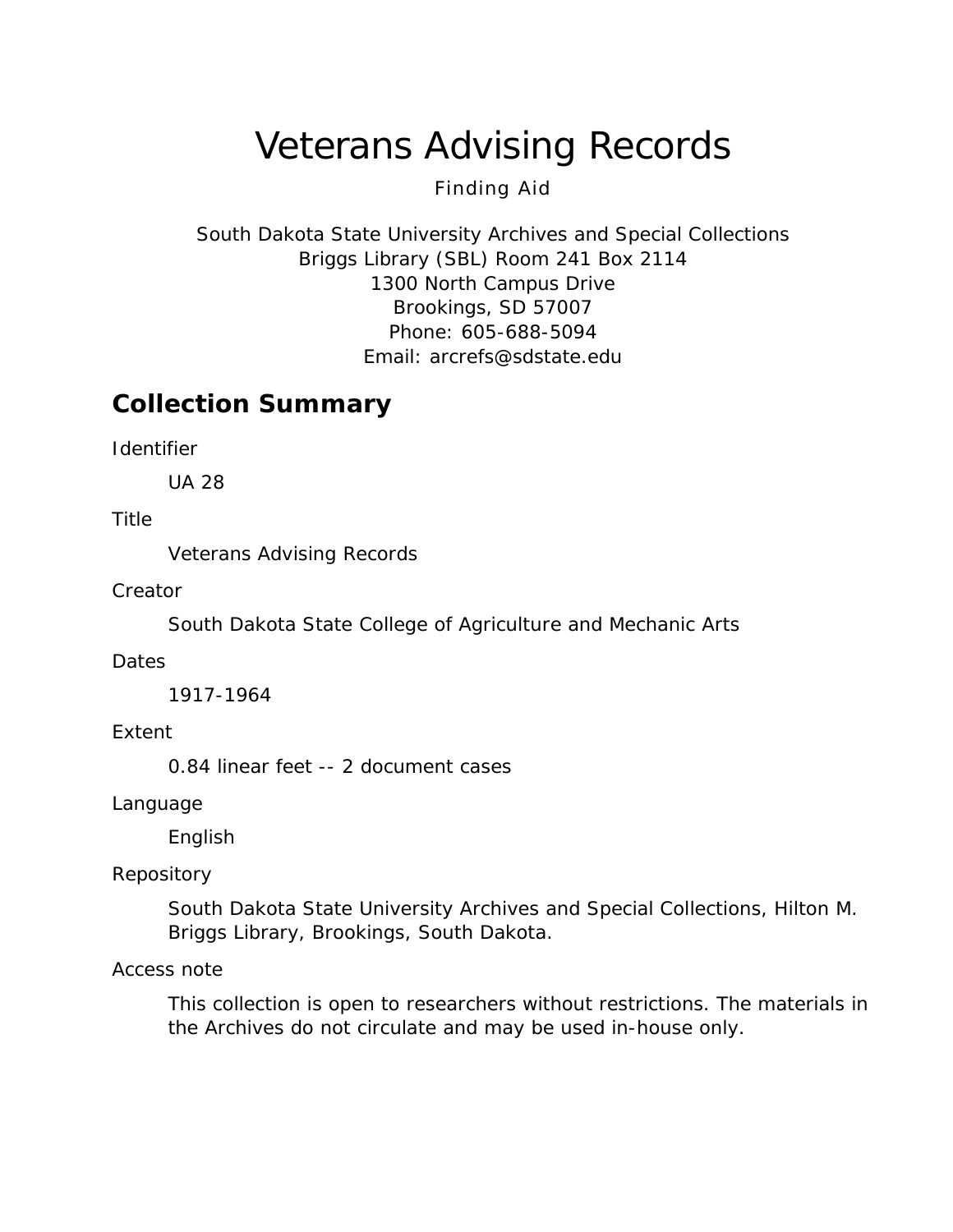# Veterans Advising Records

Finding Aid

South Dakota State University Archives and Special Collections
Briggs Library (SBL) Room 241 Box 2114
1300 North Campus Drive
Brookings, SD 57007
Phone: 605-688-5094
Email: arcrefs@sdstate.edu

## Collection Summary

Identifier

UA 28

Title

Veterans Advising Records

Creator

South Dakota State College of Agriculture and Mechanic Arts

Dates

1917-1964

Extent

0.84 linear feet -- 2 document cases

Language

English

Repository

South Dakota State University Archives and Special Collections, Hilton M. Briggs Library, Brookings, South Dakota.

Access note

This collection is open to researchers without restrictions. The materials in the Archives do not circulate and may be used in-house only.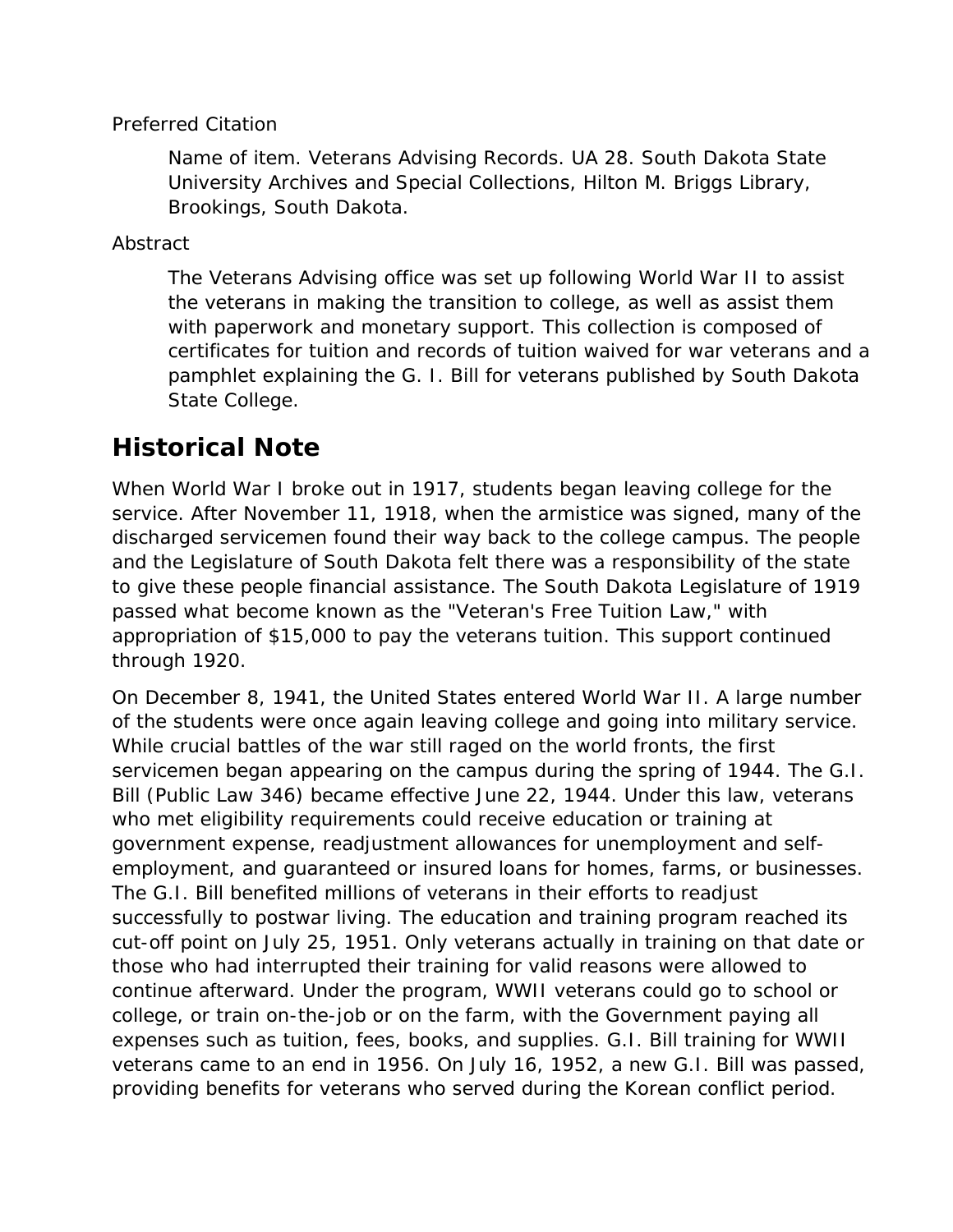Preferred Citation

> Name of item. Veterans Advising Records. UA 28. South Dakota State University Archives and Special Collections, Hilton M. Briggs Library, Brookings, South Dakota.

Abstract

> The Veterans Advising office was set up following World War II to assist the veterans in making the transition to college, as well as assist them with paperwork and monetary support. This collection is composed of certificates for tuition and records of tuition waived for war veterans and a pamphlet explaining the G. I. Bill for veterans published by South Dakota State College.

## Historical Note

When World War I broke out in 1917, students began leaving college for the service. After November 11, 1918, when the armistice was signed, many of the discharged servicemen found their way back to the college campus. The people and the Legislature of South Dakota felt there was a responsibility of the state to give these people financial assistance. The South Dakota Legislature of 1919 passed what become known as the "Veteran's Free Tuition Law," with appropriation of $15,000 to pay the veterans tuition. This support continued through 1920.

On December 8, 1941, the United States entered World War II. A large number of the students were once again leaving college and going into military service. While crucial battles of the war still raged on the world fronts, the first servicemen began appearing on the campus during the spring of 1944. The G.I. Bill (Public Law 346) became effective June 22, 1944. Under this law, veterans who met eligibility requirements could receive education or training at government expense, readjustment allowances for unemployment and self-employment, and guaranteed or insured loans for homes, farms, or businesses. The G.I. Bill benefited millions of veterans in their efforts to readjust successfully to postwar living. The education and training program reached its cut-off point on July 25, 1951. Only veterans actually in training on that date or those who had interrupted their training for valid reasons were allowed to continue afterward. Under the program, WWII veterans could go to school or college, or train on-the-job or on the farm, with the Government paying all expenses such as tuition, fees, books, and supplies. G.I. Bill training for WWII veterans came to an end in 1956. On July 16, 1952, a new G.I. Bill was passed, providing benefits for veterans who served during the Korean conflict period.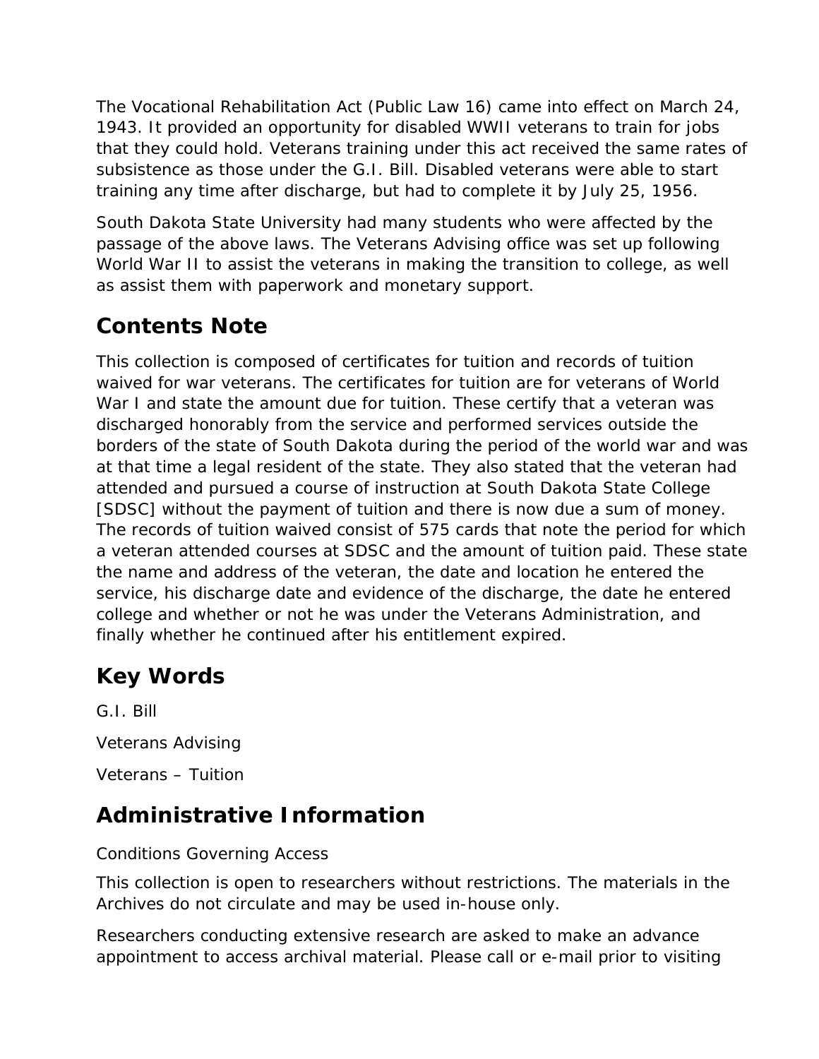The Vocational Rehabilitation Act (Public Law 16) came into effect on March 24, 1943. It provided an opportunity for disabled WWII veterans to train for jobs that they could hold. Veterans training under this act received the same rates of subsistence as those under the G.I. Bill. Disabled veterans were able to start training any time after discharge, but had to complete it by July 25, 1956.

South Dakota State University had many students who were affected by the passage of the above laws. The Veterans Advising office was set up following World War II to assist the veterans in making the transition to college, as well as assist them with paperwork and monetary support.

## Contents Note

This collection is composed of certificates for tuition and records of tuition waived for war veterans. The certificates for tuition are for veterans of World War I and state the amount due for tuition. These certify that a veteran was discharged honorably from the service and performed services outside the borders of the state of South Dakota during the period of the world war and was at that time a legal resident of the state. They also stated that the veteran had attended and pursued a course of instruction at South Dakota State College [SDSC] without the payment of tuition and there is now due a sum of money. The records of tuition waived consist of 575 cards that note the period for which a veteran attended courses at SDSC and the amount of tuition paid. These state the name and address of the veteran, the date and location he entered the service, his discharge date and evidence of the discharge, the date he entered college and whether or not he was under the Veterans Administration, and finally whether he continued after his entitlement expired.

## Key Words

G.I. Bill

Veterans Advising

Veterans – Tuition

## Administrative Information

Conditions Governing Access

This collection is open to researchers without restrictions. The materials in the Archives do not circulate and may be used in-house only.

Researchers conducting extensive research are asked to make an advance appointment to access archival material. Please call or e-mail prior to visiting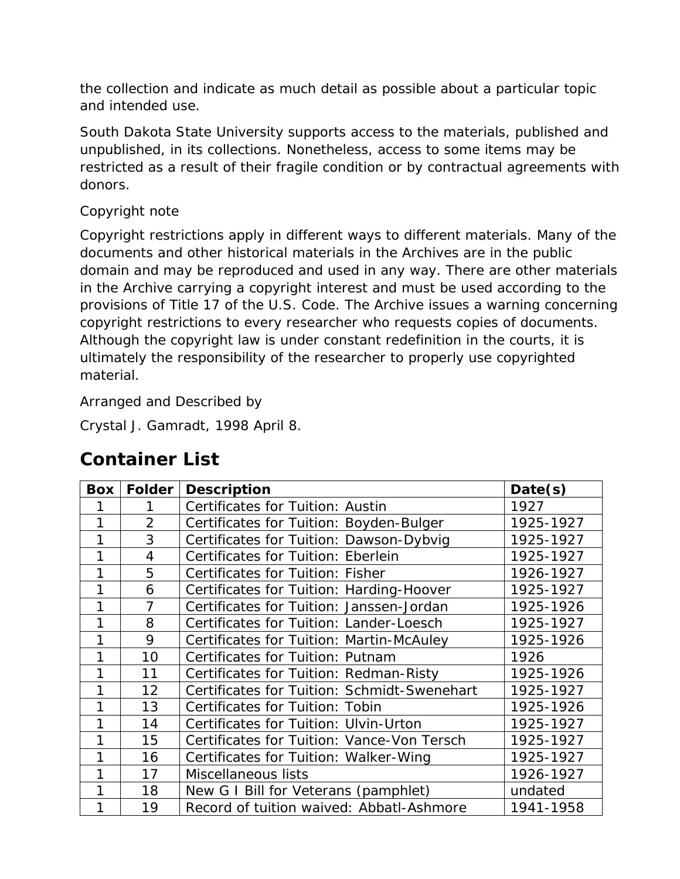the collection and indicate as much detail as possible about a particular topic and intended use.

South Dakota State University supports access to the materials, published and unpublished, in its collections. Nonetheless, access to some items may be restricted as a result of their fragile condition or by contractual agreements with donors.

Copyright note

Copyright restrictions apply in different ways to different materials. Many of the documents and other historical materials in the Archives are in the public domain and may be reproduced and used in any way. There are other materials in the Archive carrying a copyright interest and must be used according to the provisions of Title 17 of the U.S. Code. The Archive issues a warning concerning copyright restrictions to every researcher who requests copies of documents. Although the copyright law is under constant redefinition in the courts, it is ultimately the responsibility of the researcher to properly use copyrighted material.

Arranged and Described by

Crystal J. Gamradt, 1998 April 8.

## Container List

| Box | Folder | Description | Date(s) |
|---|---|---|---|
| 1 | 1 | Certificates for Tuition: Austin | 1927 |
| 1 | 2 | Certificates for Tuition: Boyden-Bulger | 1925-1927 |
| 1 | 3 | Certificates for Tuition: Dawson-Dybvig | 1925-1927 |
| 1 | 4 | Certificates for Tuition: Eberlein | 1925-1927 |
| 1 | 5 | Certificates for Tuition: Fisher | 1926-1927 |
| 1 | 6 | Certificates for Tuition: Harding-Hoover | 1925-1927 |
| 1 | 7 | Certificates for Tuition: Janssen-Jordan | 1925-1926 |
| 1 | 8 | Certificates for Tuition: Lander-Loesch | 1925-1927 |
| 1 | 9 | Certificates for Tuition: Martin-McAuley | 1925-1926 |
| 1 | 10 | Certificates for Tuition: Putnam | 1926 |
| 1 | 11 | Certificates for Tuition: Redman-Risty | 1925-1926 |
| 1 | 12 | Certificates for Tuition: Schmidt-Swenehart | 1925-1927 |
| 1 | 13 | Certificates for Tuition: Tobin | 1925-1926 |
| 1 | 14 | Certificates for Tuition: Ulvin-Urton | 1925-1927 |
| 1 | 15 | Certificates for Tuition: Vance-Von Tersch | 1925-1927 |
| 1 | 16 | Certificates for Tuition: Walker-Wing | 1925-1927 |
| 1 | 17 | Miscellaneous lists | 1926-1927 |
| 1 | 18 | New G I Bill for Veterans (pamphlet) | undated |
| 1 | 19 | Record of tuition waived: Abbatl-Ashmore | 1941-1958 |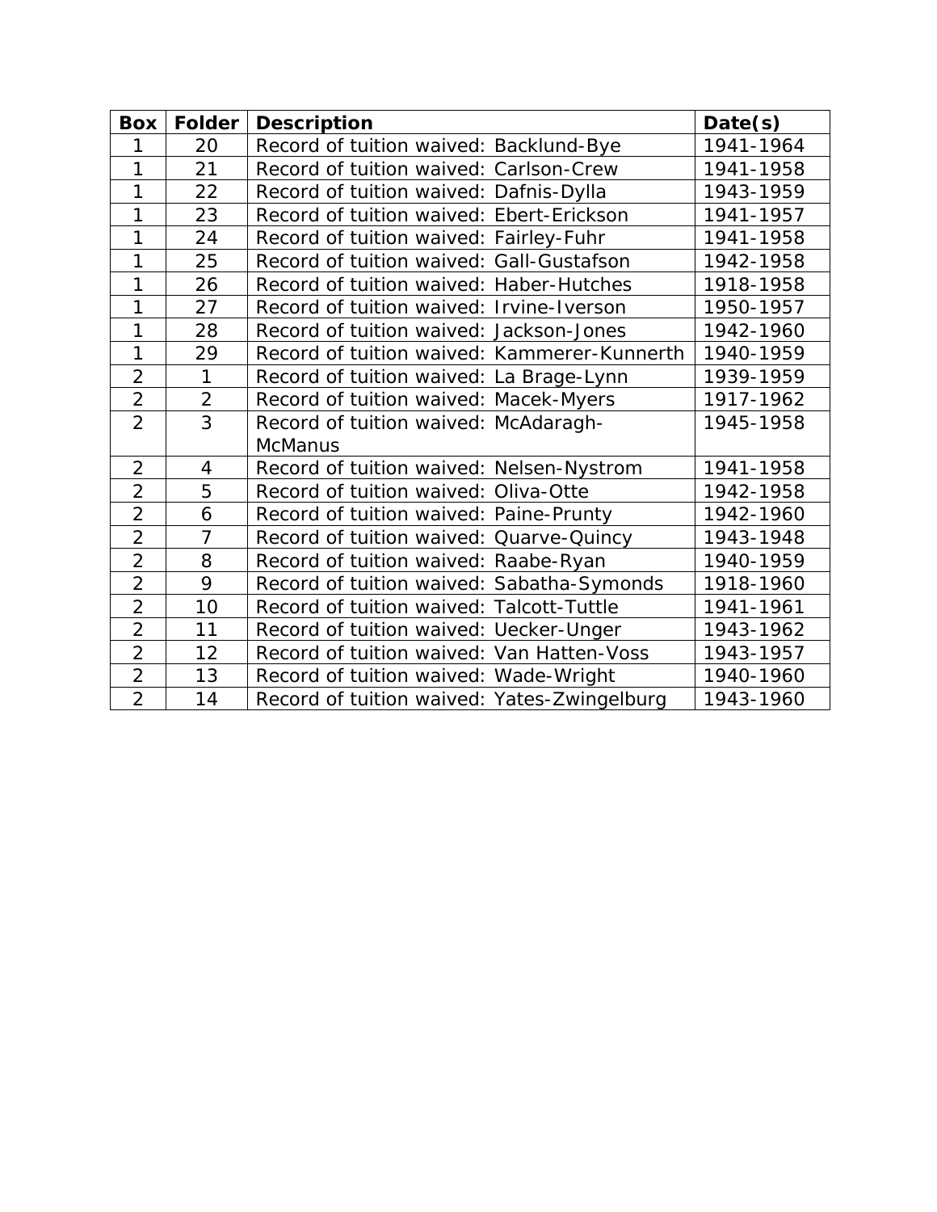| Box | Folder | Description | Date(s) |
|---|---|---|---|
| 1 | 20 | Record of tuition waived: Backlund-Bye | 1941-1964 |
| 1 | 21 | Record of tuition waived: Carlson-Crew | 1941-1958 |
| 1 | 22 | Record of tuition waived: Dafnis-Dylla | 1943-1959 |
| 1 | 23 | Record of tuition waived: Ebert-Erickson | 1941-1957 |
| 1 | 24 | Record of tuition waived: Fairley-Fuhr | 1941-1958 |
| 1 | 25 | Record of tuition waived: Gall-Gustafson | 1942-1958 |
| 1 | 26 | Record of tuition waived: Haber-Hutches | 1918-1958 |
| 1 | 27 | Record of tuition waived: Irvine-Iverson | 1950-1957 |
| 1 | 28 | Record of tuition waived: Jackson-Jones | 1942-1960 |
| 1 | 29 | Record of tuition waived: Kammerer-Kunnerth | 1940-1959 |
| 2 | 1 | Record of tuition waived: La Brage-Lynn | 1939-1959 |
| 2 | 2 | Record of tuition waived: Macek-Myers | 1917-1962 |
| 2 | 3 | Record of tuition waived: McAdaragh-McManus | 1945-1958 |
| 2 | 4 | Record of tuition waived: Nelsen-Nystrom | 1941-1958 |
| 2 | 5 | Record of tuition waived: Oliva-Otte | 1942-1958 |
| 2 | 6 | Record of tuition waived: Paine-Prunty | 1942-1960 |
| 2 | 7 | Record of tuition waived: Quarve-Quincy | 1943-1948 |
| 2 | 8 | Record of tuition waived: Raabe-Ryan | 1940-1959 |
| 2 | 9 | Record of tuition waived: Sabatha-Symonds | 1918-1960 |
| 2 | 10 | Record of tuition waived: Talcott-Tuttle | 1941-1961 |
| 2 | 11 | Record of tuition waived: Uecker-Unger | 1943-1962 |
| 2 | 12 | Record of tuition waived: Van Hatten-Voss | 1943-1957 |
| 2 | 13 | Record of tuition waived: Wade-Wright | 1940-1960 |
| 2 | 14 | Record of tuition waived: Yates-Zwingelburg | 1943-1960 |